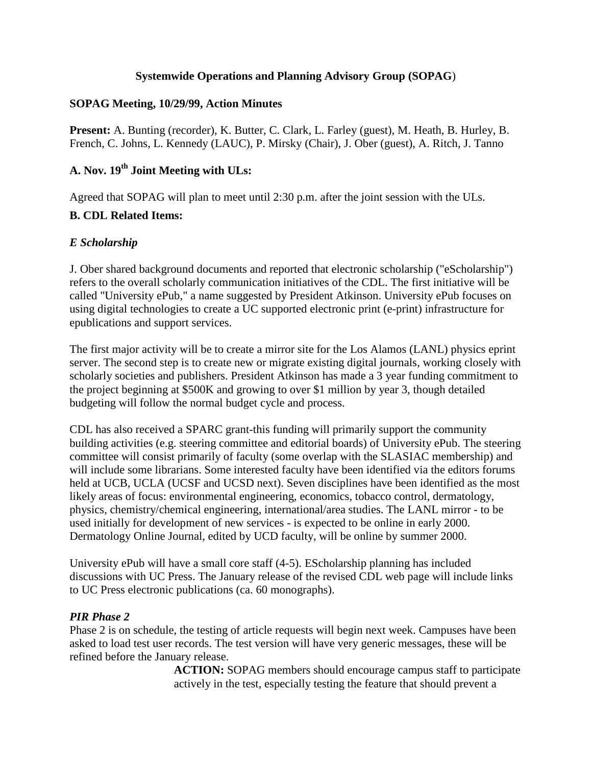# Systemwide Operations and Planning Advisory Group (SOPAG)

## SOPAG Meeting, 10/29/99, Action Minutes

**Present:** A. Bunting (recorder), K. Butter, C. Clark, L. Farley (guest), M. Heath, B. Hurley, B. French, C. Johns, L. Kennedy (LAUC), P. Mirsky (Chair), J. Ober (guest), A. Ritch, J. Tanno

## A. Nov. 19th Joint Meeting with ULs:

Agreed that SOPAG will plan to meet until 2:30 p.m. after the joint session with the ULs.

## B. CDL Related Items:

### *E Scholarship*

J. Ober shared background documents and reported that electronic scholarship ("eScholarship") refers to the overall scholarly communication initiatives of the CDL. The first initiative will be called "University ePub," a name suggested by President Atkinson. University ePub focuses on using digital technologies to create a UC supported electronic print (e-print) infrastructure for epublications and support services.

The first major activity will be to create a mirror site for the Los Alamos (LANL) physics eprint server. The second step is to create new or migrate existing digital journals, working closely with scholarly societies and publishers. President Atkinson has made a 3 year funding commitment to the project beginning at $500K and growing to over $1 million by year 3, though detailed budgeting will follow the normal budget cycle and process.

CDL has also received a SPARC grant-this funding will primarily support the community building activities (e.g. steering committee and editorial boards) of University ePub. The steering committee will consist primarily of faculty (some overlap with the SLASIAC membership) and will include some librarians. Some interested faculty have been identified via the editors forums held at UCB, UCLA (UCSF and UCSD next). Seven disciplines have been identified as the most likely areas of focus: environmental engineering, economics, tobacco control, dermatology, physics, chemistry/chemical engineering, international/area studies. The LANL mirror - to be used initially for development of new services - is expected to be online in early 2000. Dermatology Online Journal, edited by UCD faculty, will be online by summer 2000.

University ePub will have a small core staff (4-5). EScholarship planning has included discussions with UC Press. The January release of the revised CDL web page will include links to UC Press electronic publications (ca. 60 monographs).

### *PIR Phase 2*

Phase 2 is on schedule, the testing of article requests will begin next week. Campuses have been asked to load test user records. The test version will have very generic messages, these will be refined before the January release.

> **ACTION:** SOPAG members should encourage campus staff to participate actively in the test, especially testing the feature that should prevent a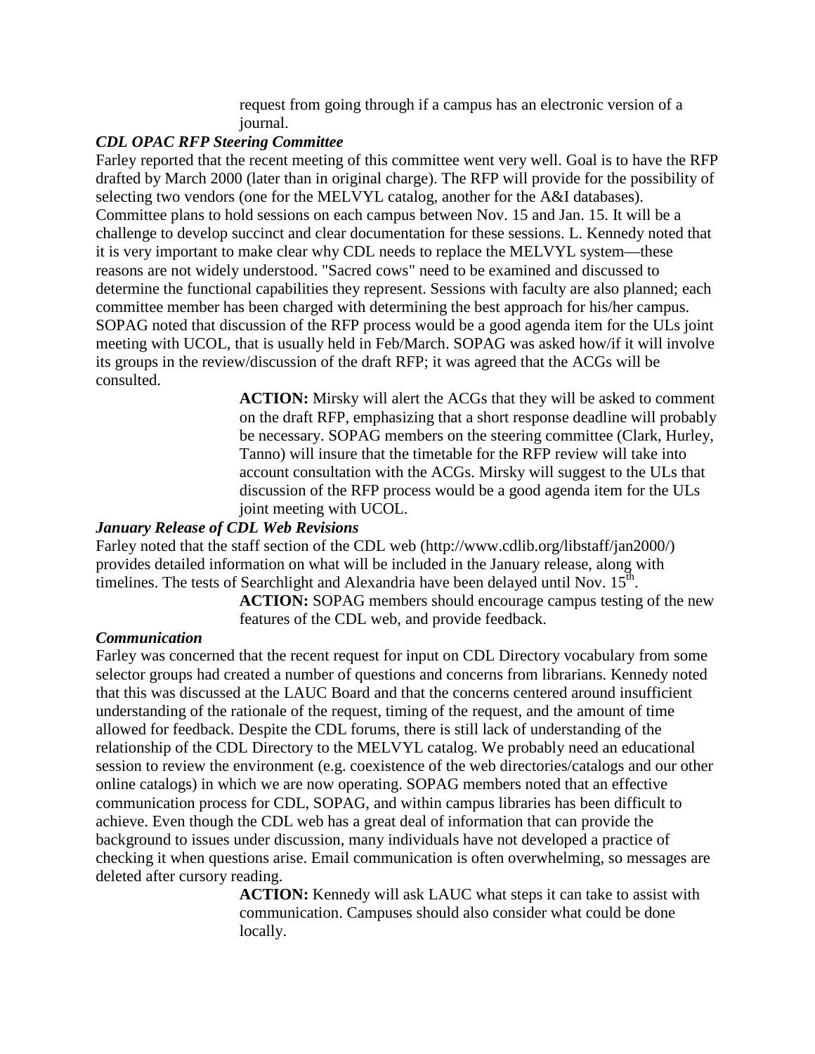request from going through if a campus has an electronic version of a journal.

***CDL OPAC RFP Steering Committee***

Farley reported that the recent meeting of this committee went very well. Goal is to have the RFP drafted by March 2000 (later than in original charge). The RFP will provide for the possibility of selecting two vendors (one for the MELVYL catalog, another for the A&I databases). Committee plans to hold sessions on each campus between Nov. 15 and Jan. 15. It will be a challenge to develop succinct and clear documentation for these sessions. L. Kennedy noted that it is very important to make clear why CDL needs to replace the MELVYL system—these reasons are not widely understood. "Sacred cows" need to be examined and discussed to determine the functional capabilities they represent. Sessions with faculty are also planned; each committee member has been charged with determining the best approach for his/her campus. SOPAG noted that discussion of the RFP process would be a good agenda item for the ULs joint meeting with UCOL, that is usually held in Feb/March. SOPAG was asked how/if it will involve its groups in the review/discussion of the draft RFP; it was agreed that the ACGs will be consulted.

> **ACTION:** Mirsky will alert the ACGs that they will be asked to comment on the draft RFP, emphasizing that a short response deadline will probably be necessary. SOPAG members on the steering committee (Clark, Hurley, Tanno) will insure that the timetable for the RFP review will take into account consultation with the ACGs. Mirsky will suggest to the ULs that discussion of the RFP process would be a good agenda item for the ULs joint meeting with UCOL.

***January Release of CDL Web Revisions***

Farley noted that the staff section of the CDL web (http://www.cdlib.org/libstaff/jan2000/) provides detailed information on what will be included in the January release, along with timelines. The tests of Searchlight and Alexandria have been delayed until Nov. 15th.

> **ACTION:** SOPAG members should encourage campus testing of the new features of the CDL web, and provide feedback.

***Communication***

Farley was concerned that the recent request for input on CDL Directory vocabulary from some selector groups had created a number of questions and concerns from librarians. Kennedy noted that this was discussed at the LAUC Board and that the concerns centered around insufficient understanding of the rationale of the request, timing of the request, and the amount of time allowed for feedback. Despite the CDL forums, there is still lack of understanding of the relationship of the CDL Directory to the MELVYL catalog. We probably need an educational session to review the environment (e.g. coexistence of the web directories/catalogs and our other online catalogs) in which we are now operating. SOPAG members noted that an effective communication process for CDL, SOPAG, and within campus libraries has been difficult to achieve. Even though the CDL web has a great deal of information that can provide the background to issues under discussion, many individuals have not developed a practice of checking it when questions arise. Email communication is often overwhelming, so messages are deleted after cursory reading.

> **ACTION:** Kennedy will ask LAUC what steps it can take to assist with communication. Campuses should also consider what could be done locally.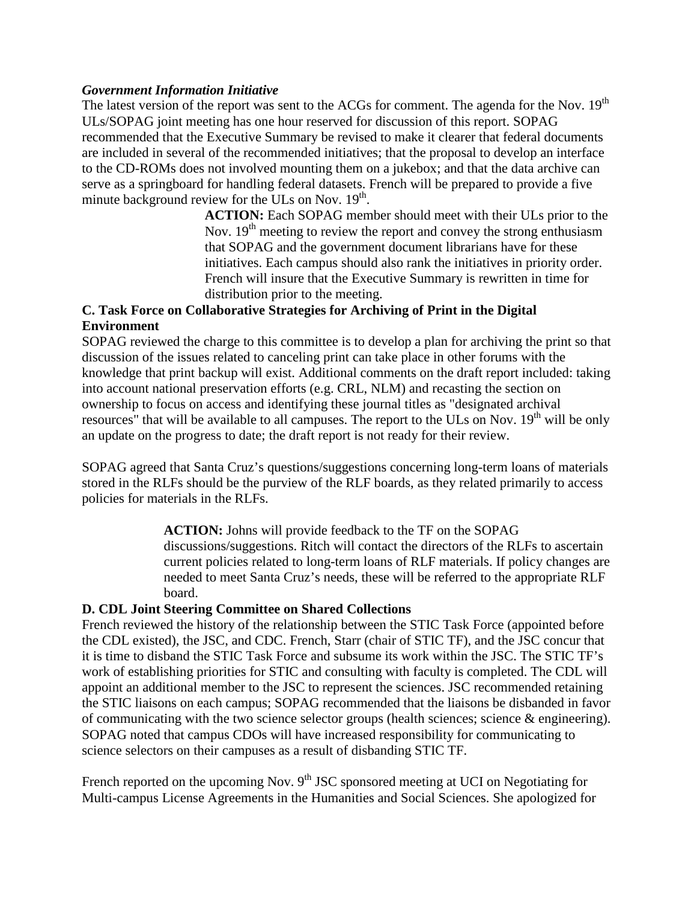***Government Information Initiative***

The latest version of the report was sent to the ACGs for comment. The agenda for the Nov. 19th ULs/SOPAG joint meeting has one hour reserved for discussion of this report. SOPAG recommended that the Executive Summary be revised to make it clearer that federal documents are included in several of the recommended initiatives; that the proposal to develop an interface to the CD-ROMs does not involved mounting them on a jukebox; and that the data archive can serve as a springboard for handling federal datasets. French will be prepared to provide a five minute background review for the ULs on Nov. 19th.

> **ACTION:** Each SOPAG member should meet with their ULs prior to the Nov. 19th meeting to review the report and convey the strong enthusiasm that SOPAG and the government document librarians have for these initiatives. Each campus should also rank the initiatives in priority order. French will insure that the Executive Summary is rewritten in time for distribution prior to the meeting.

**C. Task Force on Collaborative Strategies for Archiving of Print in the Digital Environment**

SOPAG reviewed the charge to this committee is to develop a plan for archiving the print so that discussion of the issues related to canceling print can take place in other forums with the knowledge that print backup will exist. Additional comments on the draft report included: taking into account national preservation efforts (e.g. CRL, NLM) and recasting the section on ownership to focus on access and identifying these journal titles as "designated archival resources" that will be available to all campuses. The report to the ULs on Nov. 19th will be only an update on the progress to date; the draft report is not ready for their review.

SOPAG agreed that Santa Cruz's questions/suggestions concerning long-term loans of materials stored in the RLFs should be the purview of the RLF boards, as they related primarily to access policies for materials in the RLFs.

> **ACTION:** Johns will provide feedback to the TF on the SOPAG discussions/suggestions. Ritch will contact the directors of the RLFs to ascertain current policies related to long-term loans of RLF materials. If policy changes are needed to meet Santa Cruz's needs, these will be referred to the appropriate RLF board.

**D. CDL Joint Steering Committee on Shared Collections**

French reviewed the history of the relationship between the STIC Task Force (appointed before the CDL existed), the JSC, and CDC. French, Starr (chair of STIC TF), and the JSC concur that it is time to disband the STIC Task Force and subsume its work within the JSC. The STIC TF's work of establishing priorities for STIC and consulting with faculty is completed. The CDL will appoint an additional member to the JSC to represent the sciences. JSC recommended retaining the STIC liaisons on each campus; SOPAG recommended that the liaisons be disbanded in favor of communicating with the two science selector groups (health sciences; science & engineering). SOPAG noted that campus CDOs will have increased responsibility for communicating to science selectors on their campuses as a result of disbanding STIC TF.

French reported on the upcoming Nov. 9th JSC sponsored meeting at UCI on Negotiating for Multi-campus License Agreements in the Humanities and Social Sciences. She apologized for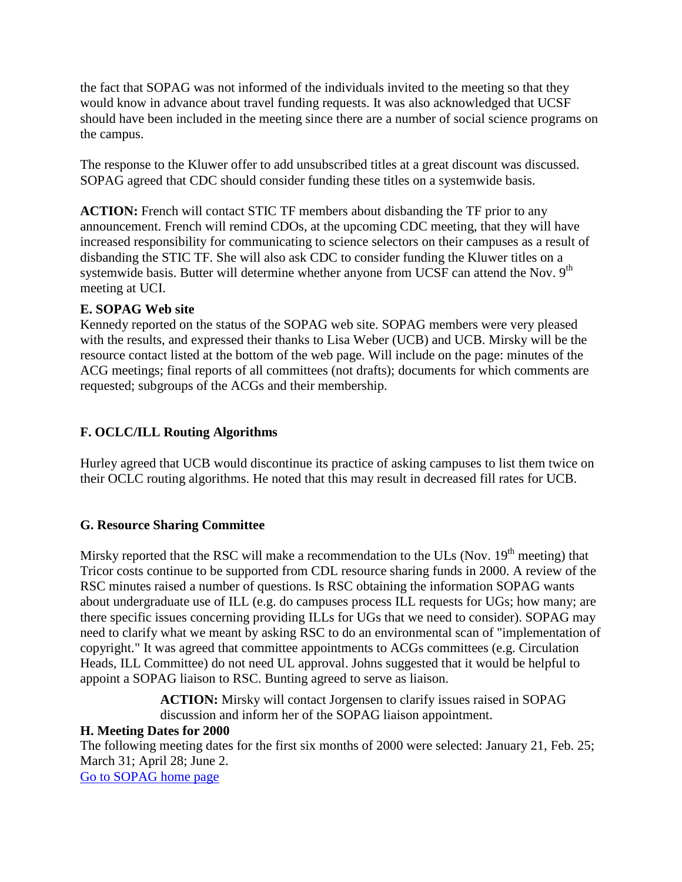the fact that SOPAG was not informed of the individuals invited to the meeting so that they would know in advance about travel funding requests. It was also acknowledged that UCSF should have been included in the meeting since there are a number of social science programs on the campus.

The response to the Kluwer offer to add unsubscribed titles at a great discount was discussed. SOPAG agreed that CDC should consider funding these titles on a systemwide basis.

**ACTION:** French will contact STIC TF members about disbanding the TF prior to any announcement. French will remind CDOs, at the upcoming CDC meeting, that they will have increased responsibility for communicating to science selectors on their campuses as a result of disbanding the STIC TF. She will also ask CDC to consider funding the Kluwer titles on a systemwide basis. Butter will determine whether anyone from UCSF can attend the Nov. 9th meeting at UCI.

**E. SOPAG Web site**

Kennedy reported on the status of the SOPAG web site. SOPAG members were very pleased with the results, and expressed their thanks to Lisa Weber (UCB) and UCB. Mirsky will be the resource contact listed at the bottom of the web page. Will include on the page: minutes of the ACG meetings; final reports of all committees (not drafts); documents for which comments are requested; subgroups of the ACGs and their membership.

**F. OCLC/ILL Routing Algorithms**

Hurley agreed that UCB would discontinue its practice of asking campuses to list them twice on their OCLC routing algorithms. He noted that this may result in decreased fill rates for UCB.

**G. Resource Sharing Committee**

Mirsky reported that the RSC will make a recommendation to the ULs (Nov. 19th meeting) that Tricor costs continue to be supported from CDL resource sharing funds in 2000. A review of the RSC minutes raised a number of questions. Is RSC obtaining the information SOPAG wants about undergraduate use of ILL (e.g. do campuses process ILL requests for UGs; how many; are there specific issues concerning providing ILLs for UGs that we need to consider). SOPAG may need to clarify what we meant by asking RSC to do an environmental scan of "implementation of copyright." It was agreed that committee appointments to ACGs committees (e.g. Circulation Heads, ILL Committee) do not need UL approval. Johns suggested that it would be helpful to appoint a SOPAG liaison to RSC. Bunting agreed to serve as liaison.

> **ACTION:** Mirsky will contact Jorgensen to clarify issues raised in SOPAG discussion and inform her of the SOPAG liaison appointment.

**H. Meeting Dates for 2000**

The following meeting dates for the first six months of 2000 were selected: January 21, Feb. 25; March 31; April 28; June 2.

Go to SOPAG home page